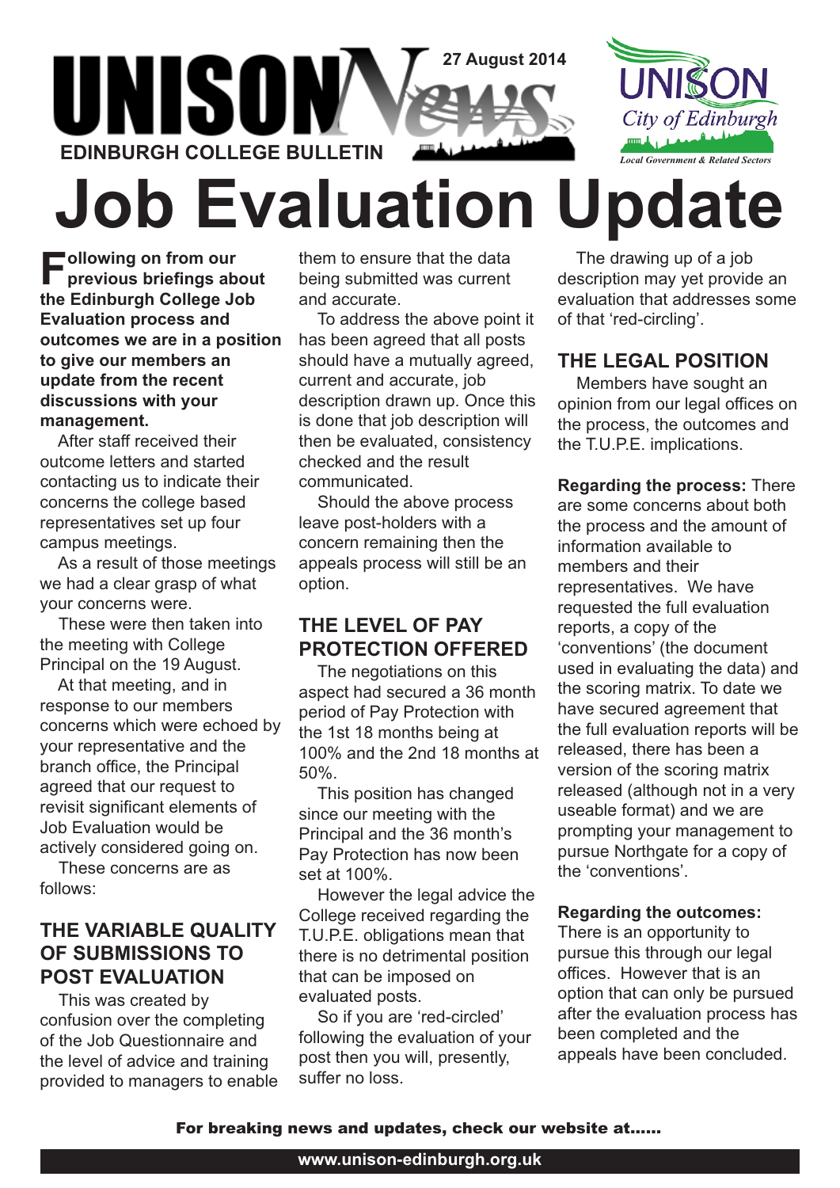UNISON News

27 August 2014

**EDINBURGH COLLEGE BULLETIN**

UNISON City of Edinburgh

*Local Government & Related Sectors*

# Job Evaluation Update

**Following on from our previous briefings about the Edinburgh College Job Evaluation process and outcomes we are in a position to give our members an update from the recent discussions with your management.**

After staff received their outcome letters and started contacting us to indicate their concerns the college based representatives set up four campus meetings.

As a result of those meetings we had a clear grasp of what your concerns were.

These were then taken into the meeting with College Principal on the 19 August.

At that meeting, and in response to our members concerns which were echoed by your representative and the branch office, the Principal agreed that our request to revisit significant elements of Job Evaluation would be actively considered going on.

These concerns are as follows:

## THE VARIABLE QUALITY OF SUBMISSIONS TO POST EVALUATION

This was created by confusion over the completing of the Job Questionnaire and the level of advice and training provided to managers to enable them to ensure that the data being submitted was current and accurate.

To address the above point it has been agreed that all posts should have a mutually agreed, current and accurate, job description drawn up. Once this is done that job description will then be evaluated, consistency checked and the result communicated.

Should the above process leave post-holders with a concern remaining then the appeals process will still be an option.

## THE LEVEL OF PAY PROTECTION OFFERED

The negotiations on this aspect had secured a 36 month period of Pay Protection with the 1st 18 months being at 100% and the 2nd 18 months at 50%.

This position has changed since our meeting with the Principal and the 36 month's Pay Protection has now been set at 100%.

However the legal advice the College received regarding the T.U.P.E. obligations mean that there is no detrimental position that can be imposed on evaluated posts.

So if you are 'red-circled' following the evaluation of your post then you will, presently, suffer no loss.

The drawing up of a job description may yet provide an evaluation that addresses some of that 'red-circling'.

## THE LEGAL POSITION

Members have sought an opinion from our legal offices on the process, the outcomes and the T.U.P.E. implications.

**Regarding the process:** There are some concerns about both the process and the amount of information available to members and their representatives. We have requested the full evaluation reports, a copy of the 'conventions' (the document used in evaluating the data) and the scoring matrix. To date we have secured agreement that the full evaluation reports will be released, there has been a version of the scoring matrix released (although not in a very useable format) and we are prompting your management to pursue Northgate for a copy of the 'conventions'.

**Regarding the outcomes:** There is an opportunity to pursue this through our legal offices. However that is an option that can only be pursued after the evaluation process has been completed and the appeals have been concluded.

**For breaking news and updates, check our website at......**

**www.unison-edinburgh.org.uk**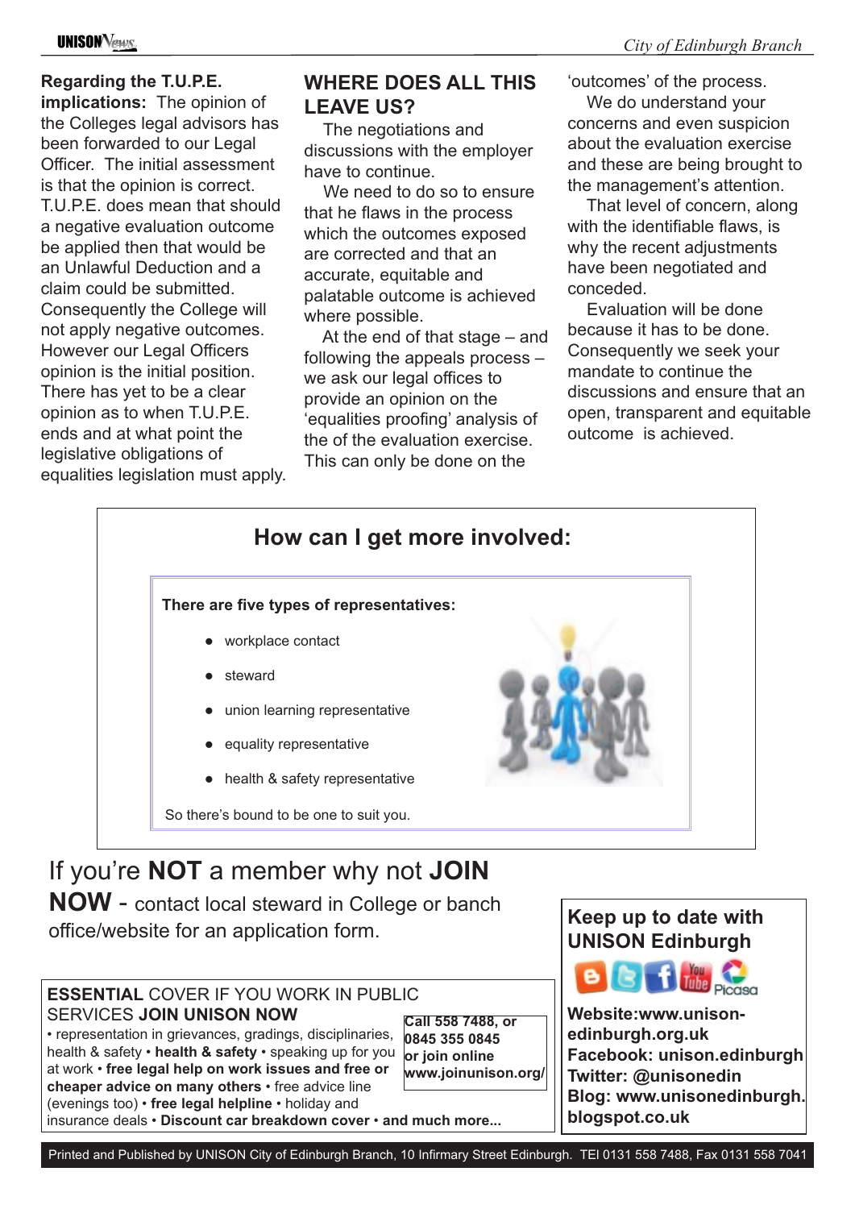**Regarding the T.U.P.E. implications:** The opinion of the Colleges legal advisors has been forwarded to our Legal Officer. The initial assessment is that the opinion is correct. T.U.P.E. does mean that should a negative evaluation outcome be applied then that would be an Unlawful Deduction and a claim could be submitted. Consequently the College will not apply negative outcomes. However our Legal Officers opinion is the initial position. There has yet to be a clear opinion as to when T.U.P.E. ends and at what point the legislative obligations of equalities legislation must apply.

## WHERE DOES ALL THIS LEAVE US?

The negotiations and discussions with the employer have to continue.

We need to do so to ensure that he flaws in the process which the outcomes exposed are corrected and that an accurate, equitable and palatable outcome is achieved where possible.

At the end of that stage – and following the appeals process – we ask our legal offices to provide an opinion on the 'equalities proofing' analysis of the of the evaluation exercise. This can only be done on the 'outcomes' of the process.

We do understand your concerns and even suspicion about the evaluation exercise and these are being brought to the management's attention.

That level of concern, along with the identifiable flaws, is why the recent adjustments have been negotiated and conceded.

Evaluation will be done because it has to be done. Consequently we seek your mandate to continue the discussions and ensure that an open, transparent and equitable outcome is achieved.

## How can I get more involved:

**There are five types of representatives:**

- workplace contact
- steward
- union learning representative
- equality representative
- health & safety representative

So there's bound to be one to suit you.

If you're **NOT** a member why not **JOIN NOW** - contact local steward in College or banch office/website for an application form.

**ESSENTIAL** COVER IF YOU WORK IN PUBLIC SERVICES **JOIN UNISON NOW**

• representation in grievances, gradings, disciplinaries, health & safety • **health & safety** • speaking up for you at work • **free legal help on work issues and free or cheaper advice on many others** • free advice line (evenings too) • **free legal helpline** • holiday and insurance deals • **Discount car breakdown cover** • **and much more...**

**Call 558 7488, or 0845 355 0845 or join online www.joinunison.org/**

**Keep up to date with UNISON Edinburgh**

**Website:www.unison-edinburgh.org.uk**
**Facebook: unison.edinburgh**
**Twitter: @unisonedin**
**Blog: www.unisonedinburgh.blogspot.co.uk**

Printed and Published by UNISON City of Edinburgh Branch, 10 Infirmary Street Edinburgh. TEl 0131 558 7488, Fax 0131 558 7041